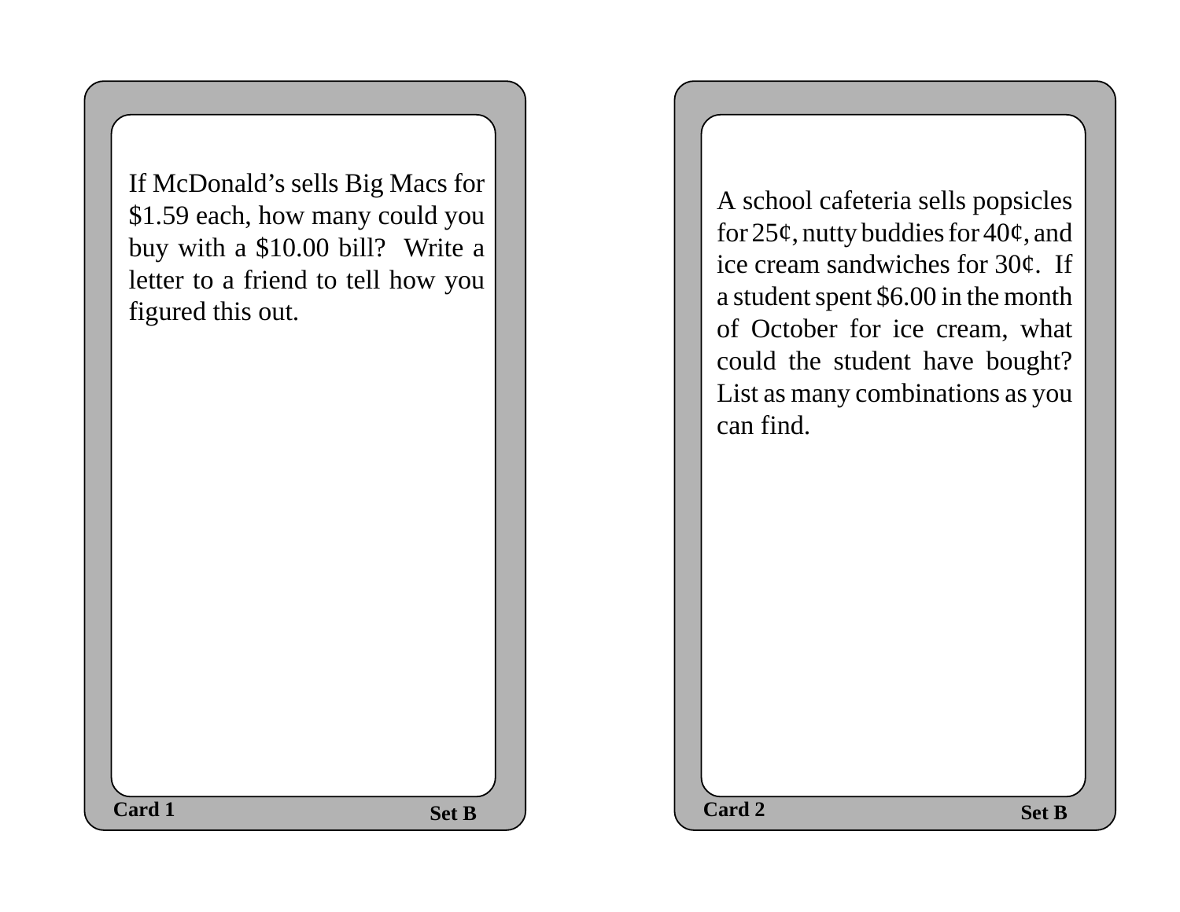If McDonald’s sells Big Macs for $1.59 each, how many could you buy with a $10.00 bill? Write a letter to a friend to tell how you figured this out.

**Card 1** **Set B**

A school cafeteria sells popsicles for 25¢, nutty buddies for 40¢, and ice cream sandwiches for 30¢. If a student spent $6.00 in the month of October for ice cream, what could the student have bought? List as many combinations as you can find.

**Card 2** **Set B**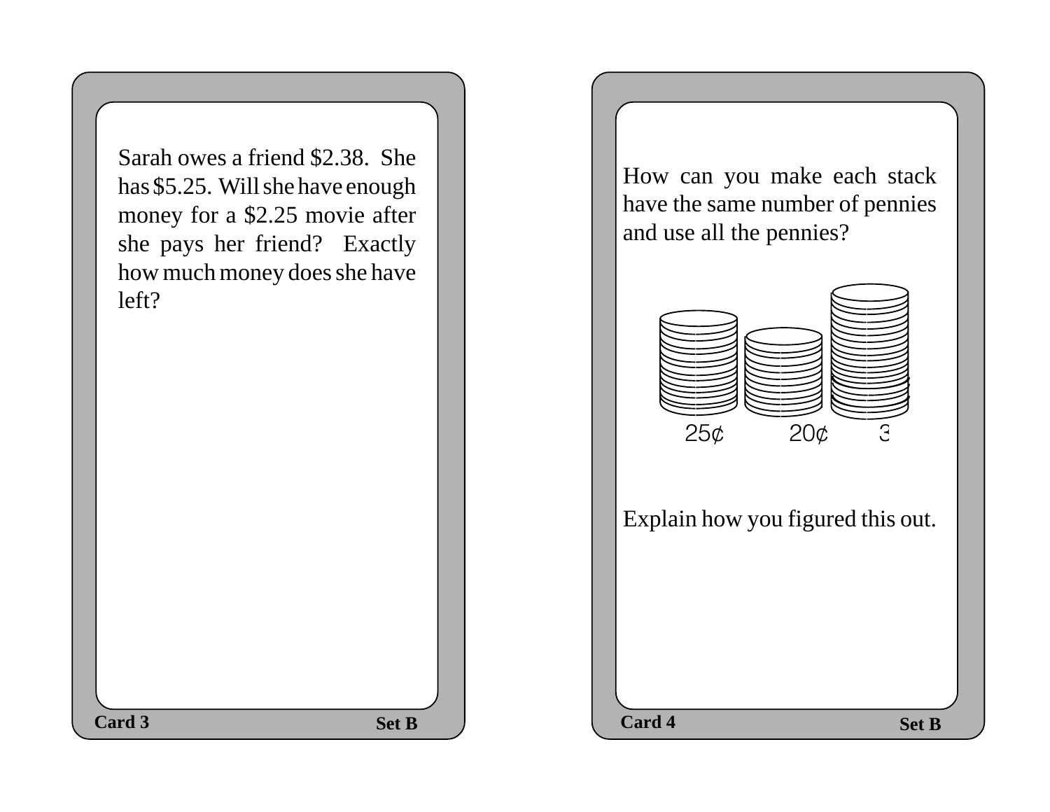Sarah owes a friend \$2.38. She has \$5.25. Will she have enough money for a \$2.25 movie after she pays her friend? Exactly how much money does she have left?

**Card 3** **Set B**

How can you make each stack have the same number of pennies and use all the pennies?

25¢ 20¢ 3

Explain how you figured this out.

**Card 4** **Set B**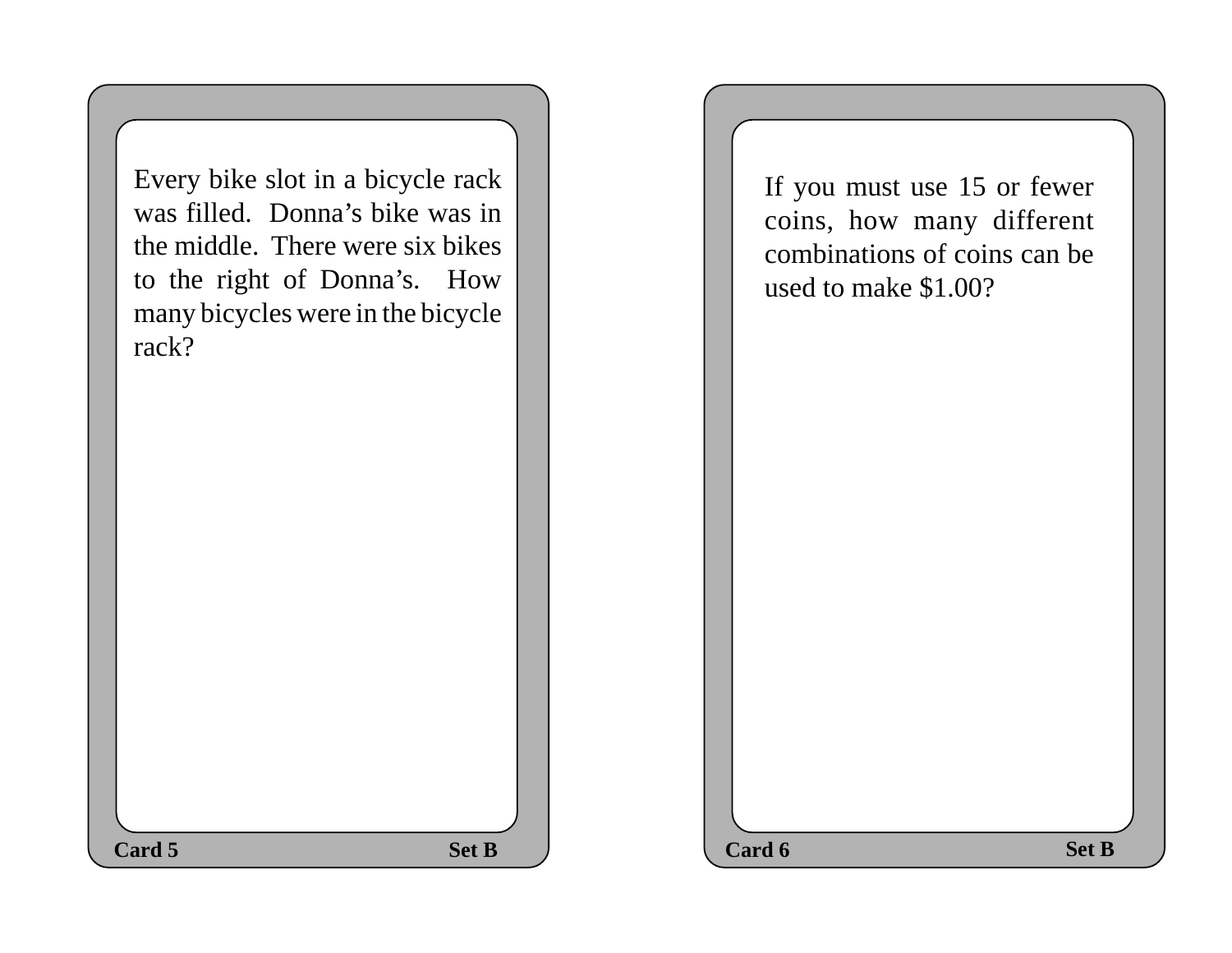Every bike slot in a bicycle rack was filled. Donna's bike was in the middle. There were six bikes to the right of Donna's. How many bicycles were in the bicycle rack?

**Card 5** **Set B**

If you must use 15 or fewer coins, how many different combinations of coins can be used to make $1.00?

**Card 6** **Set B**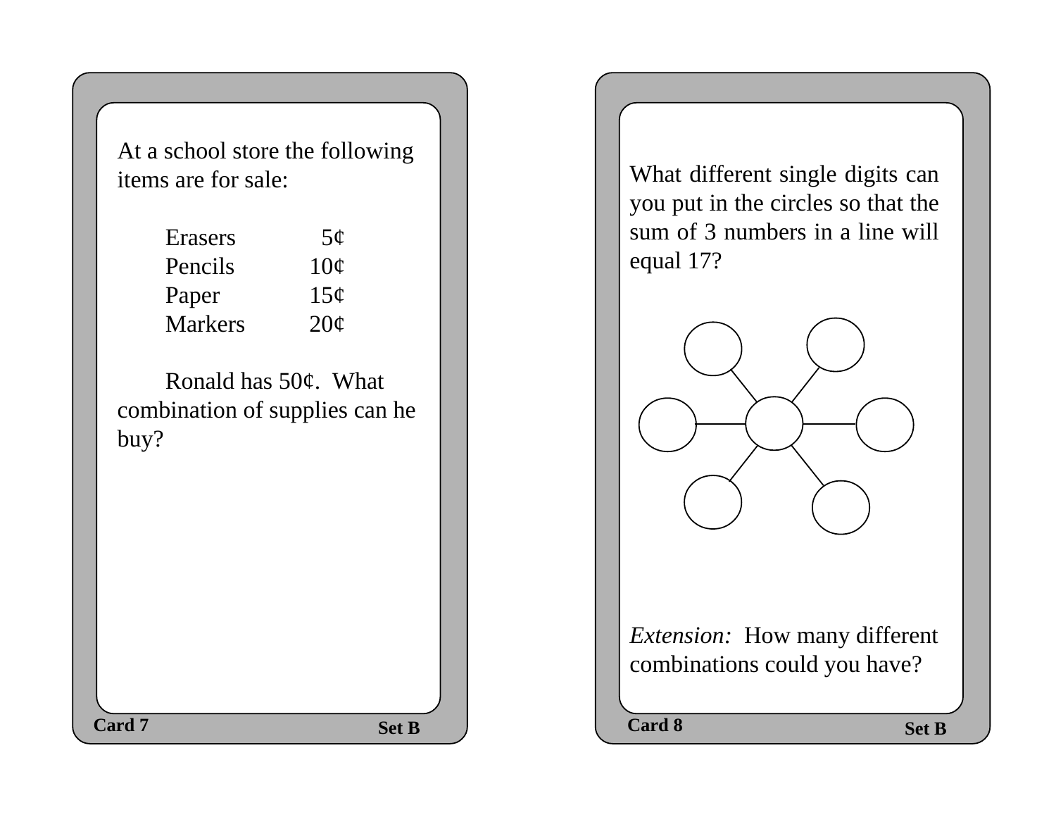## Card 7 — Set B

At a school store the following items are for sale:

| Item | Price |
|---|---|
| Erasers | 5¢ |
| Pencils | 10¢ |
| Paper | 15¢ |
| Markers | 20¢ |

Ronald has 50¢. What combination of supplies can he buy?

## Card 8 — Set B

What different single digits can you put in the circles so that the sum of 3 numbers in a line will equal 17?

*Extension:* How many different combinations could you have?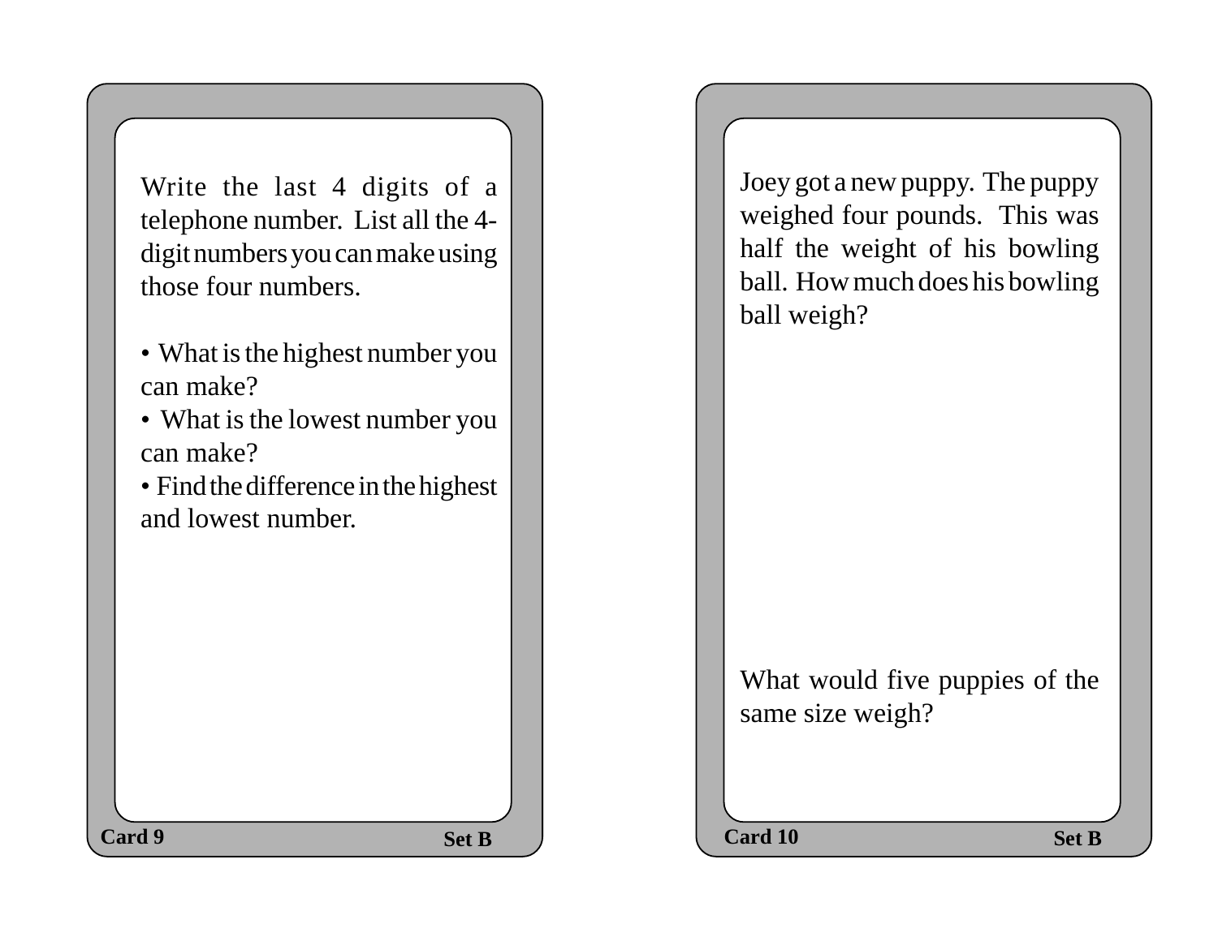Write the last 4 digits of a telephone number. List all the 4-digit numbers you can make using those four numbers.

- What is the highest number you can make?
- What is the lowest number you can make?
- Find the difference in the highest and lowest number.

**Card 9** **Set B**

Joey got a new puppy. The puppy weighed four pounds. This was half the weight of his bowling ball. How much does his bowling ball weigh?

What would five puppies of the same size weigh?

**Card 10** **Set B**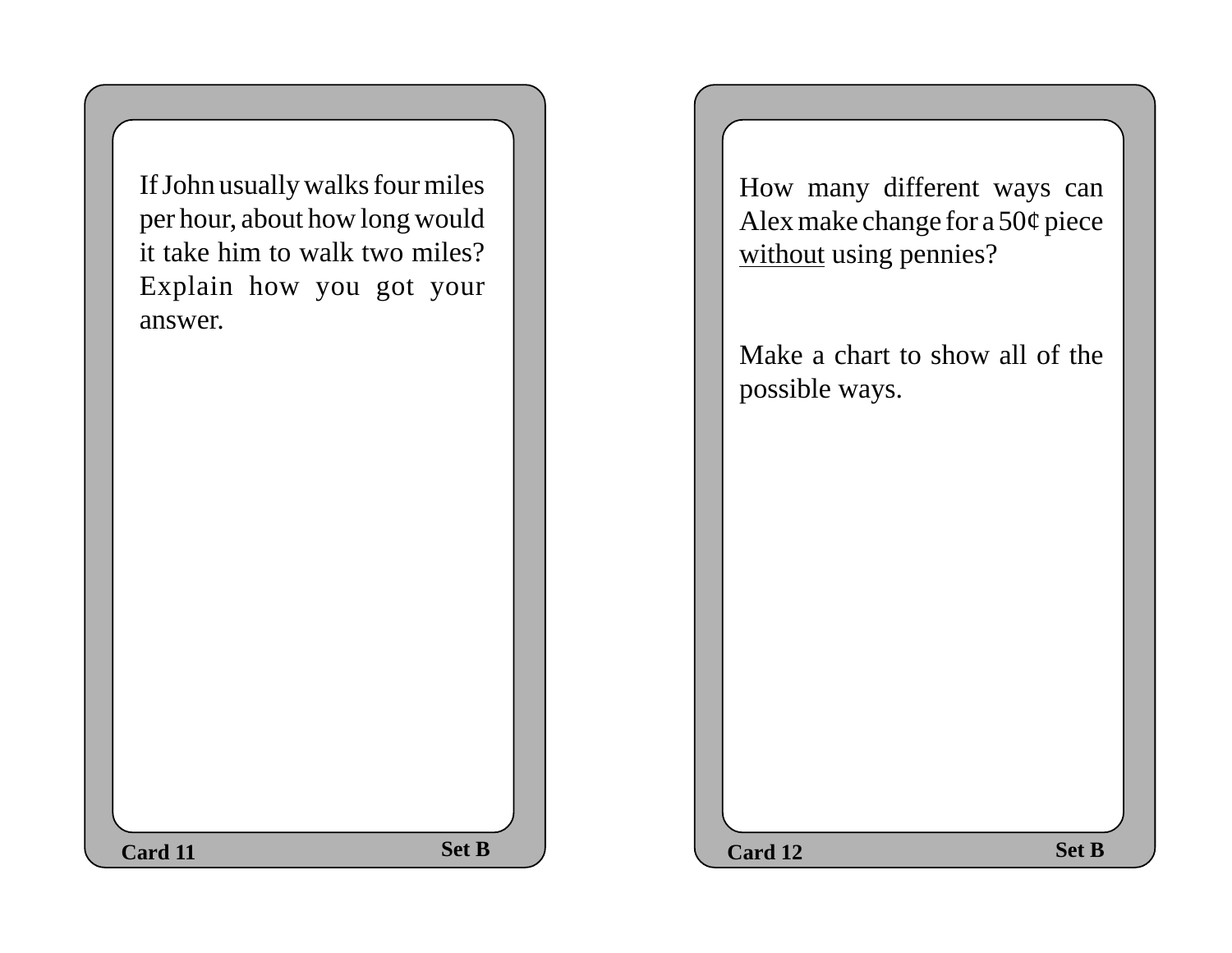If John usually walks four miles per hour, about how long would it take him to walk two miles? Explain how you got your answer.

**Card 11** **Set B**

How many different ways can Alex make change for a 50¢ piece <u>without</u> using pennies?

Make a chart to show all of the possible ways.

**Card 12** **Set B**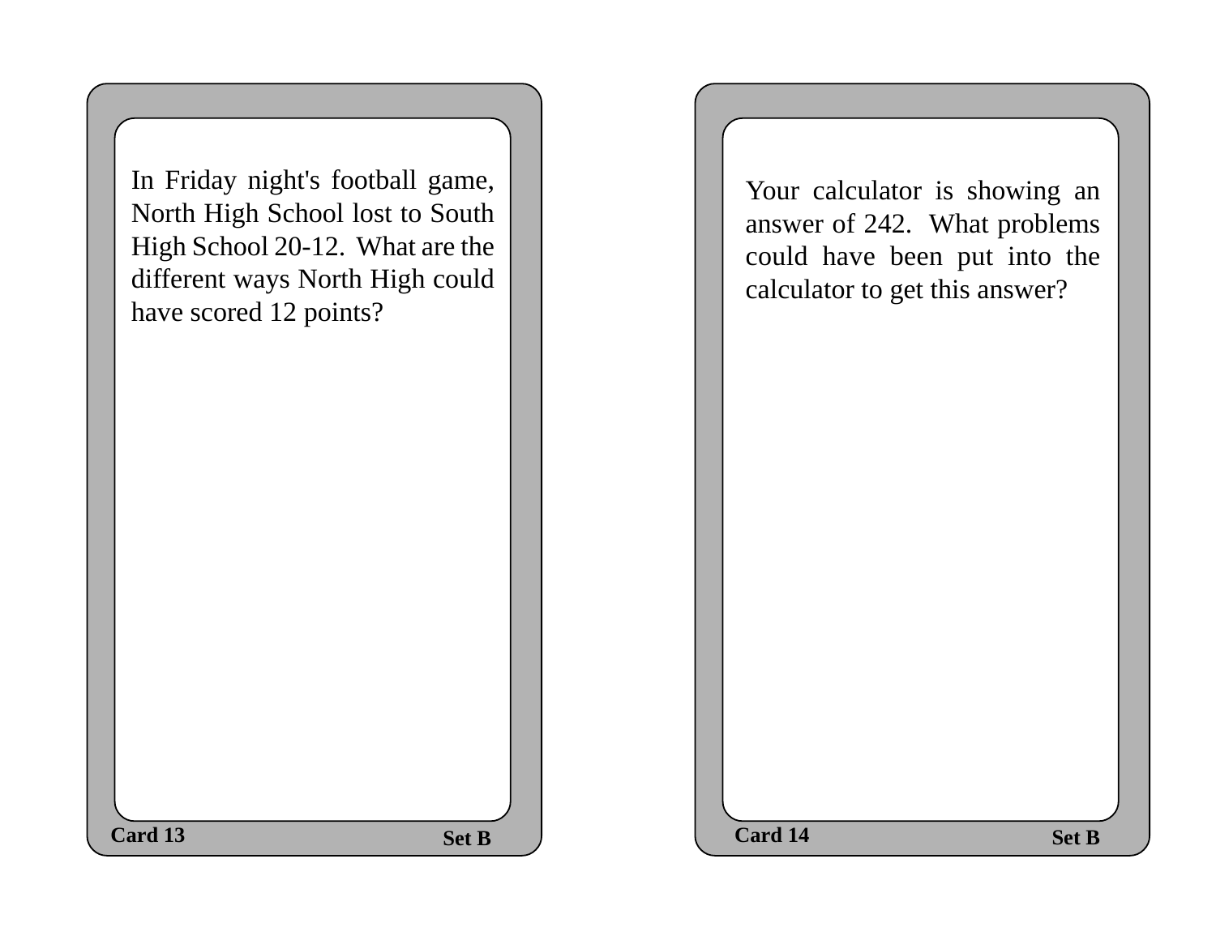In Friday night's football game, North High School lost to South High School 20-12. What are the different ways North High could have scored 12 points?

Card 13 Set B

Your calculator is showing an answer of 242. What problems could have been put into the calculator to get this answer?

Card 14 Set B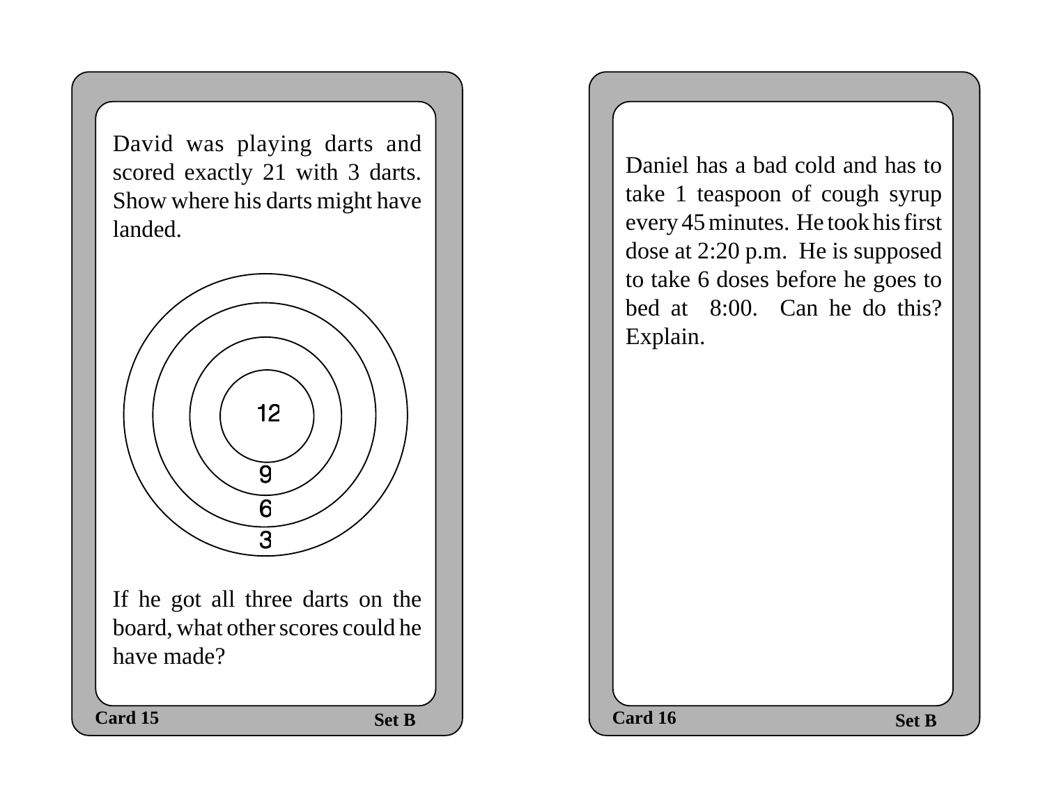David was playing darts and scored exactly 21 with 3 darts. Show where his darts might have landed.

12

9

6

3

If he got all three darts on the board, what other scores could he have made?

**Card 15** **Set B**

Daniel has a bad cold and has to take 1 teaspoon of cough syrup every 45 minutes. He took his first dose at 2:20 p.m. He is supposed to take 6 doses before he goes to bed at 8:00. Can he do this? Explain.

**Card 16** **Set B**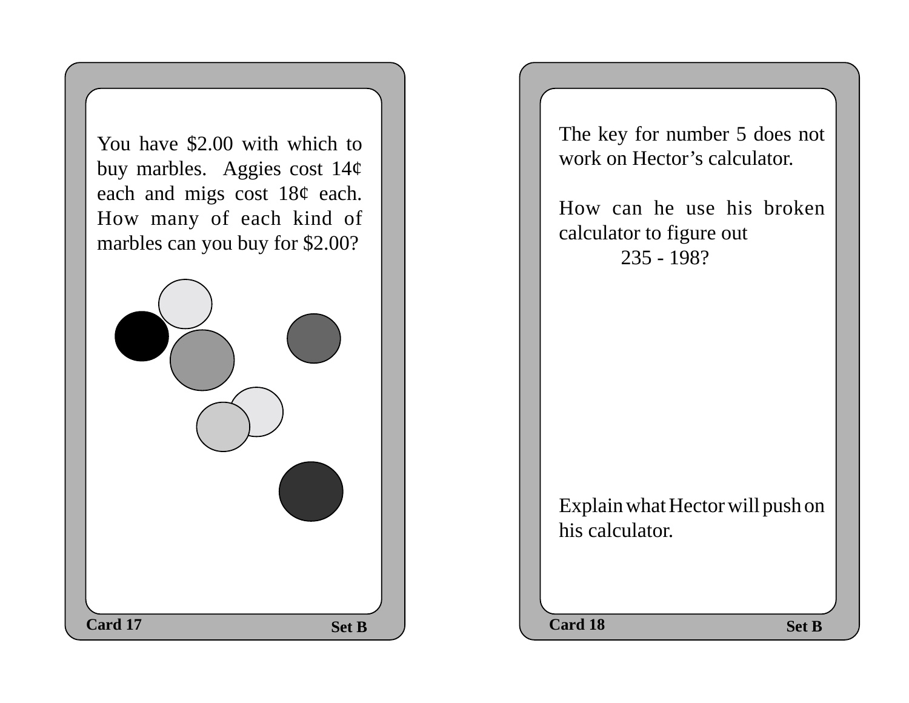You have $2.00 with which to buy marbles. Aggies cost 14¢ each and migs cost 18¢ each. How many of each kind of marbles can you buy for $2.00?

Card 17 — Set B

The key for number 5 does not work on Hector's calculator.

How can he use his broken calculator to figure out

235 - 198?

Explain what Hector will push on his calculator.

Card 18 — Set B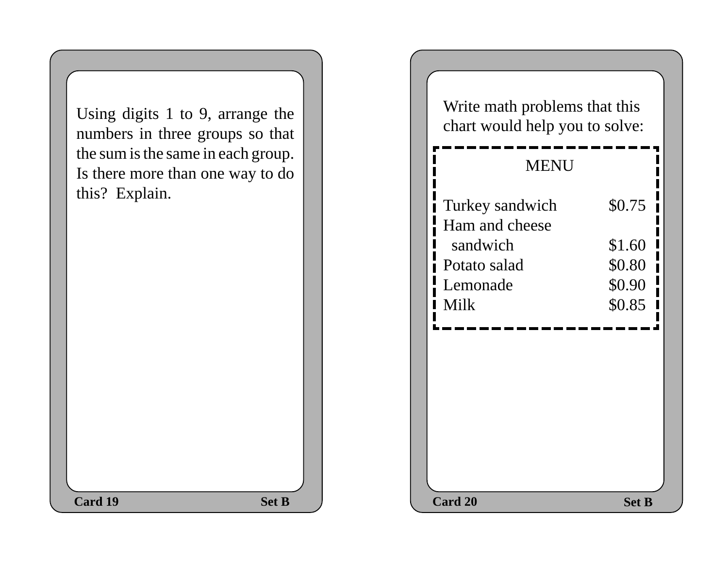Using digits 1 to 9, arrange the numbers in three groups so that the sum is the same in each group. Is there more than one way to do this? Explain.

**Card 19** **Set B**

Write math problems that this chart would help you to solve:

| MENU | |
|---|---|
| Turkey sandwich | $0.75 |
| Ham and cheese sandwich | $1.60 |
| Potato salad | $0.80 |
| Lemonade | $0.90 |
| Milk | $0.85 |

**Card 20** **Set B**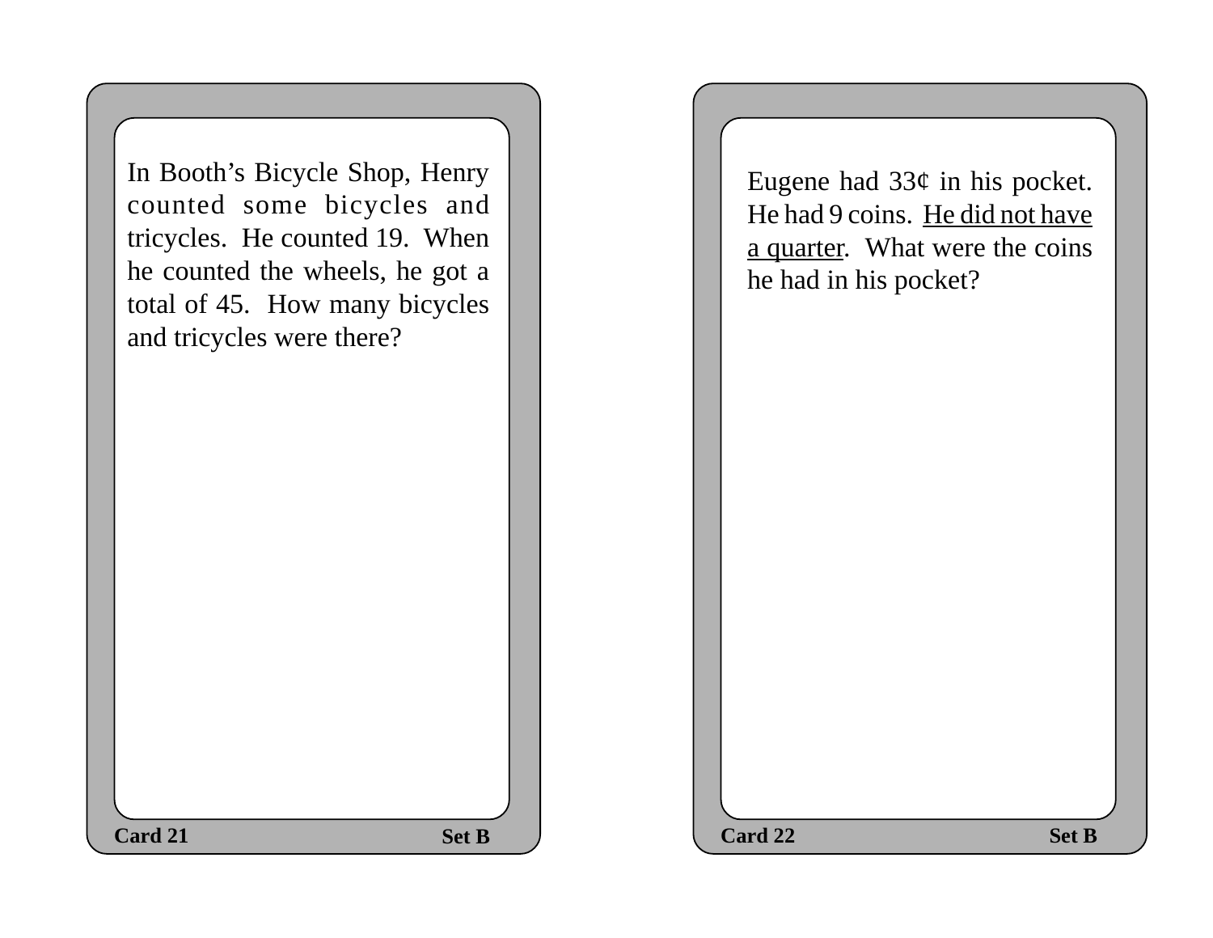In Booth's Bicycle Shop, Henry counted some bicycles and tricycles. He counted 19. When he counted the wheels, he got a total of 45. How many bicycles and tricycles were there?

**Card 21** **Set B**

Eugene had 33¢ in his pocket. He had 9 coins. He did not have a quarter. What were the coins he had in his pocket?

**Card 22** **Set B**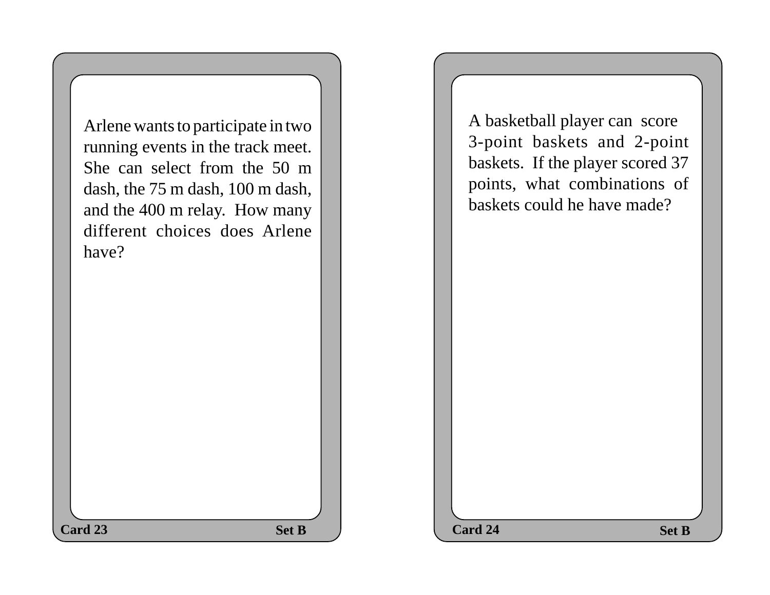Arlene wants to participate in two running events in the track meet. She can select from the 50 m dash, the 75 m dash, 100 m dash, and the 400 m relay. How many different choices does Arlene have?

**Card 23** **Set B**

A basketball player can score 3-point baskets and 2-point baskets. If the player scored 37 points, what combinations of baskets could he have made?

**Card 24** **Set B**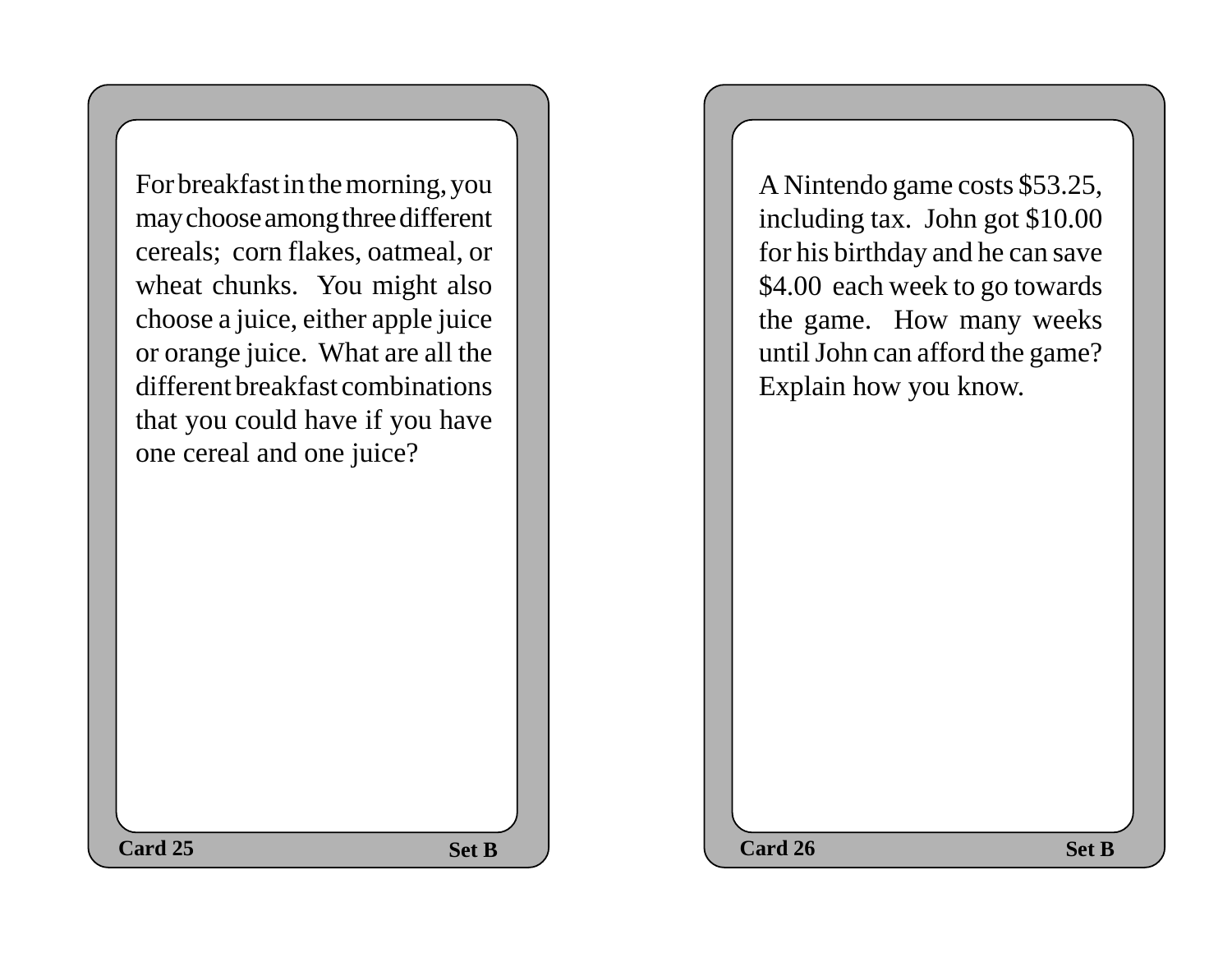For breakfast in the morning, you may choose among three different cereals; corn flakes, oatmeal, or wheat chunks. You might also choose a juice, either apple juice or orange juice. What are all the different breakfast combinations that you could have if you have one cereal and one juice?

**Card 25** **Set B**

A Nintendo game costs $53.25, including tax. John got $10.00 for his birthday and he can save $4.00 each week to go towards the game. How many weeks until John can afford the game? Explain how you know.

**Card 26** **Set B**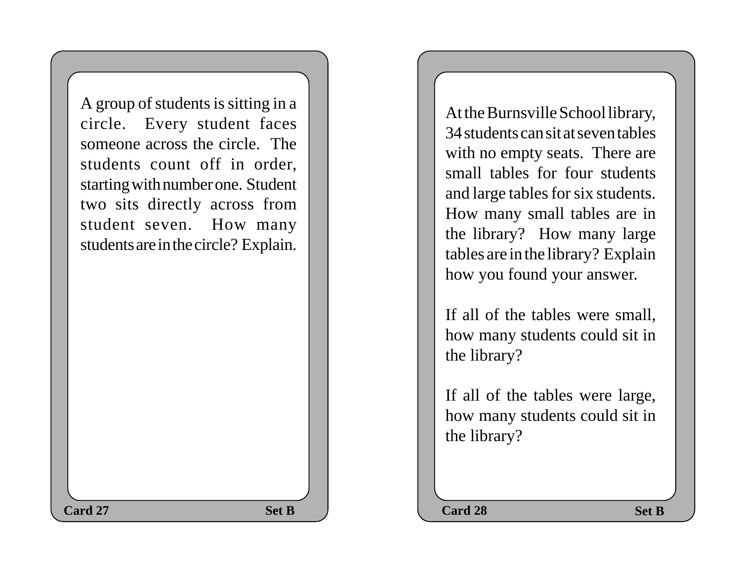A group of students is sitting in a circle. Every student faces someone across the circle. The students count off in order, starting with number one. Student two sits directly across from student seven. How many students are in the circle? Explain.

**Card 27** **Set B**

At the Burnsville School library, 34 students can sit at seven tables with no empty seats. There are small tables for four students and large tables for six students. How many small tables are in the library? How many large tables are in the library? Explain how you found your answer.

If all of the tables were small, how many students could sit in the library?

If all of the tables were large, how many students could sit in the library?

**Card 28** **Set B**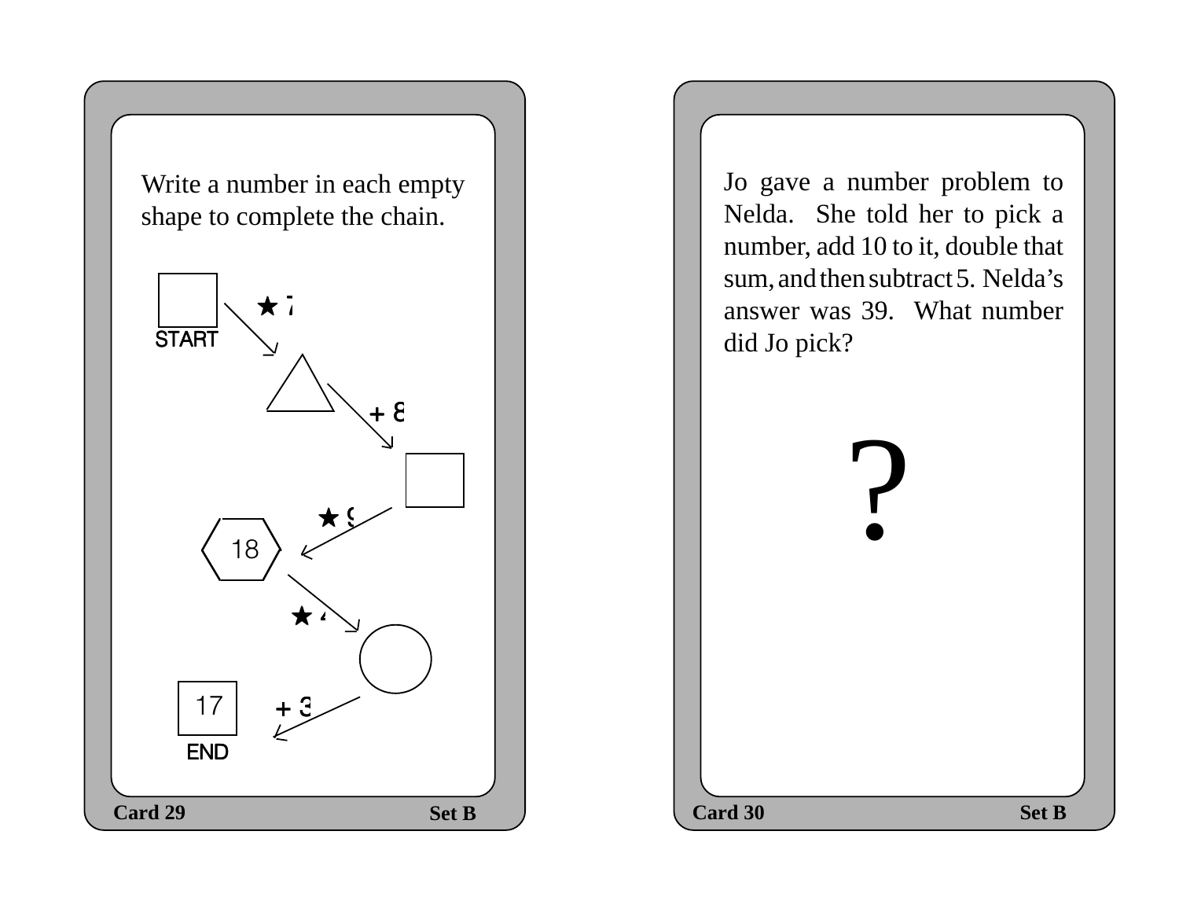Write a number in each empty shape to complete the chain.

START □ → ★ 7 → △ → + 8 → □ → ★ 9 → 18 → ★ 4 → ○ → + 3 → 17 END

Card 29 Set B

Jo gave a number problem to Nelda. She told her to pick a number, add 10 to it, double that sum, and then subtract 5. Nelda's answer was 39. What number did Jo pick?

?

Card 30 Set B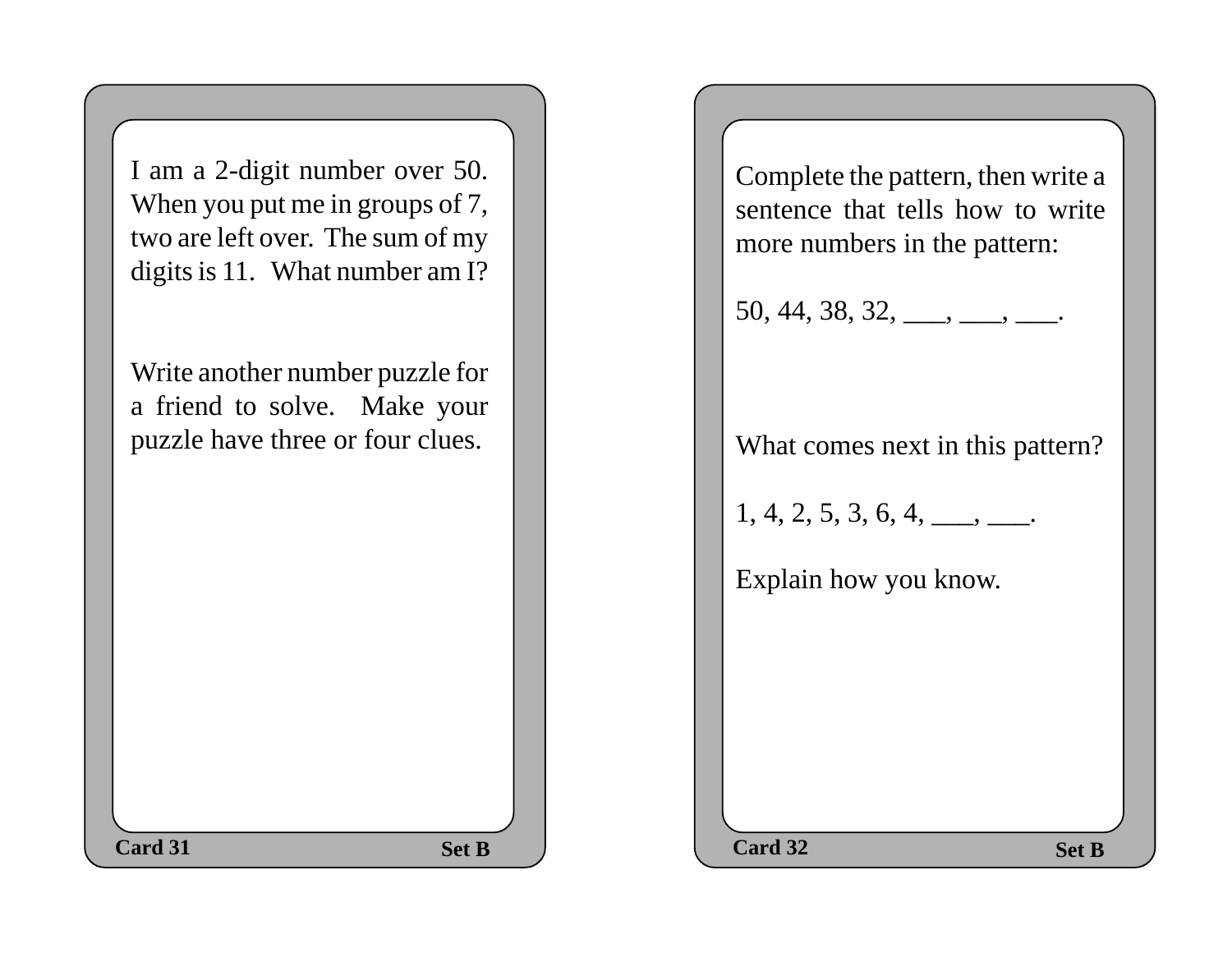I am a 2-digit number over 50. When you put me in groups of 7, two are left over. The sum of my digits is 11. What number am I?

Write another number puzzle for a friend to solve. Make your puzzle have three or four clues.

**Card 31** **Set B**

Complete the pattern, then write a sentence that tells how to write more numbers in the pattern:

50, 44, 38, 32, ___, ___, ___.

What comes next in this pattern?

1, 4, 2, 5, 3, 6, 4, ___, ___.

Explain how you know.

**Card 32** **Set B**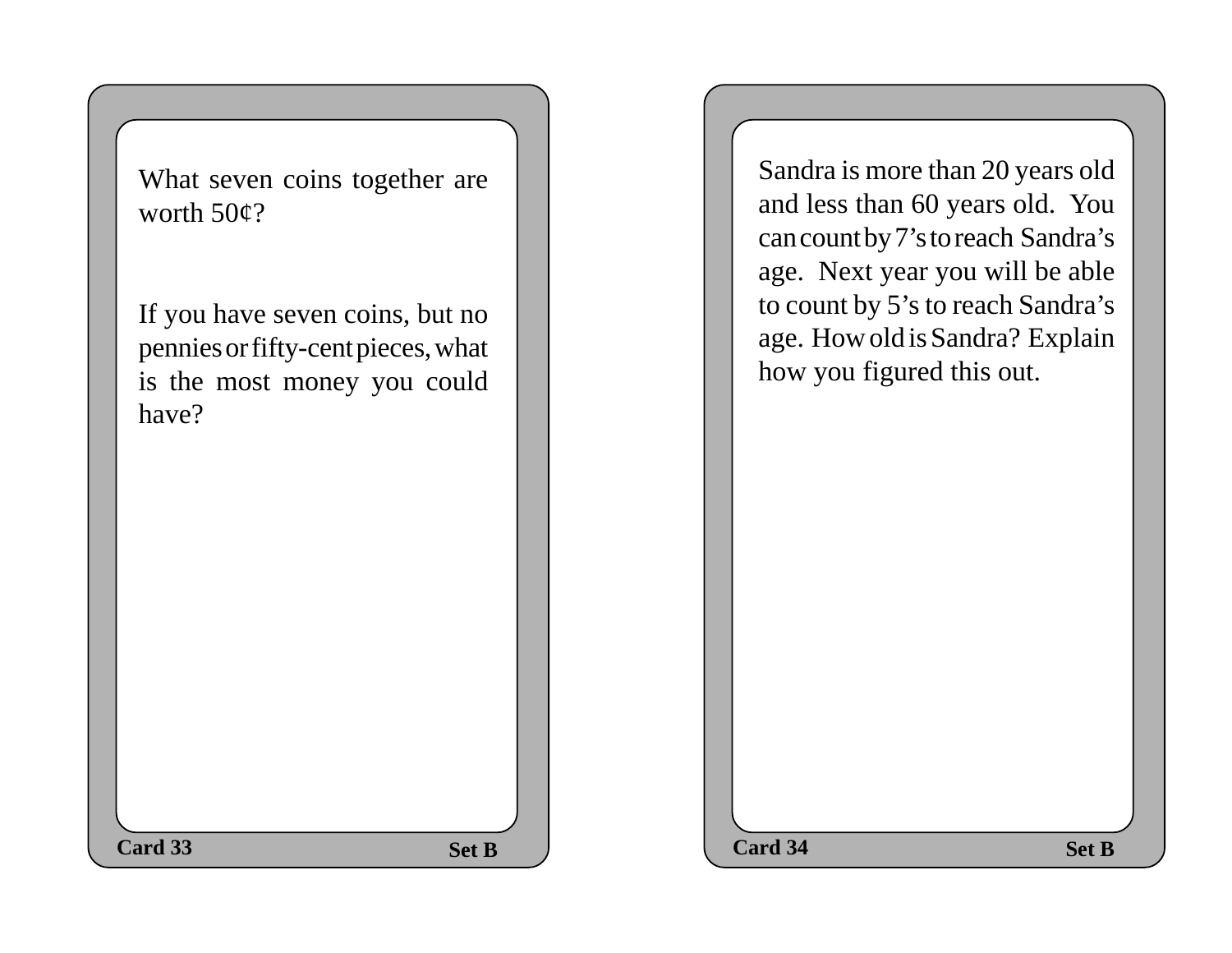What seven coins together are worth 50¢?

If you have seven coins, but no pennies or fifty-cent pieces, what is the most money you could have?

**Card 33** **Set B**

Sandra is more than 20 years old and less than 60 years old. You can count by 7's to reach Sandra's age. Next year you will be able to count by 5's to reach Sandra's age. How old is Sandra? Explain how you figured this out.

**Card 34** **Set B**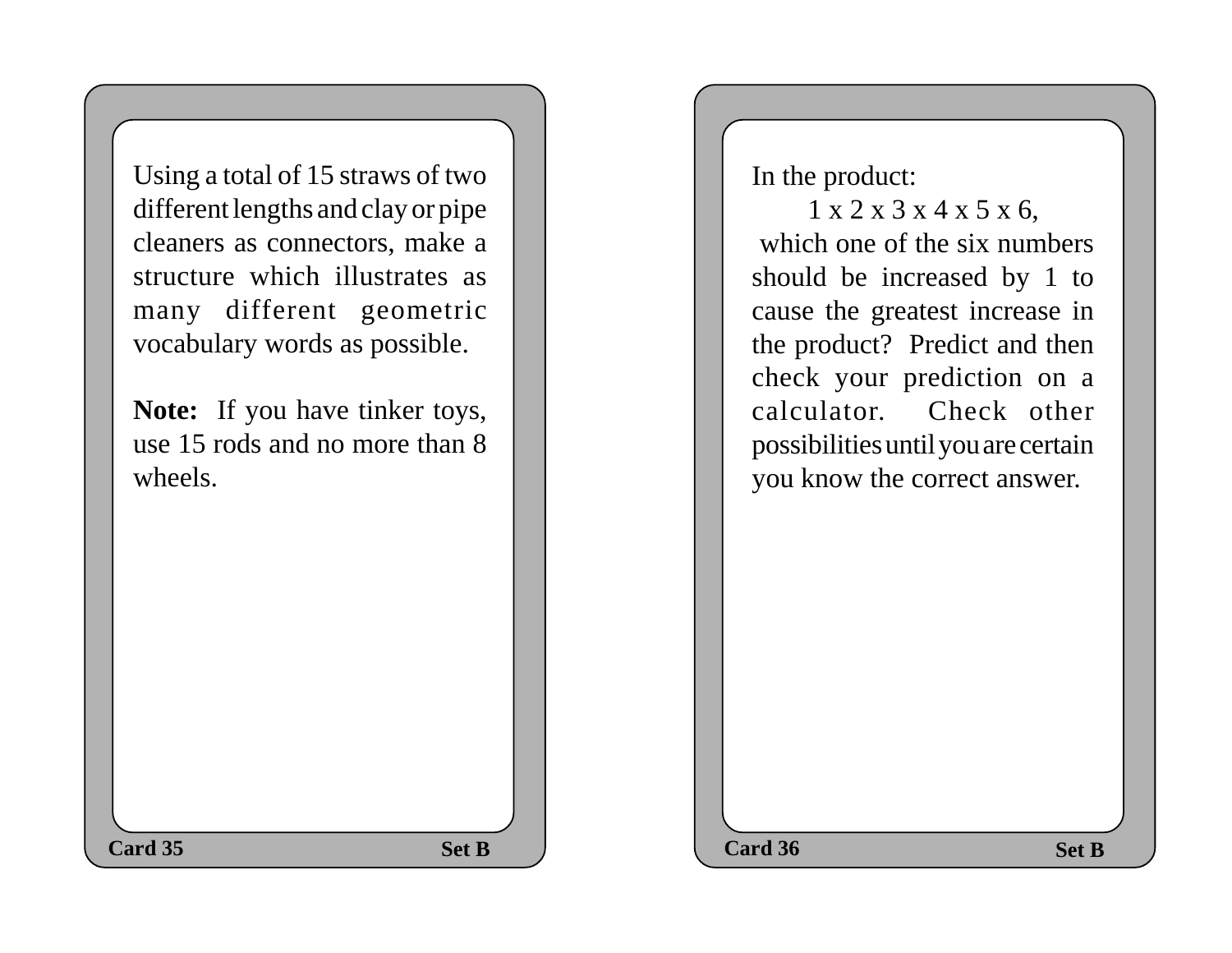Using a total of 15 straws of two different lengths and clay or pipe cleaners as connectors, make a structure which illustrates as many different geometric vocabulary words as possible.

**Note:** If you have tinker toys, use 15 rods and no more than 8 wheels.

**Card 35** **Set B**

---

In the product:

$$1 \times 2 \times 3 \times 4 \times 5 \times 6,$$

which one of the six numbers should be increased by 1 to cause the greatest increase in the product? Predict and then check your prediction on a calculator. Check other possibilities until you are certain you know the correct answer.

**Card 36** **Set B**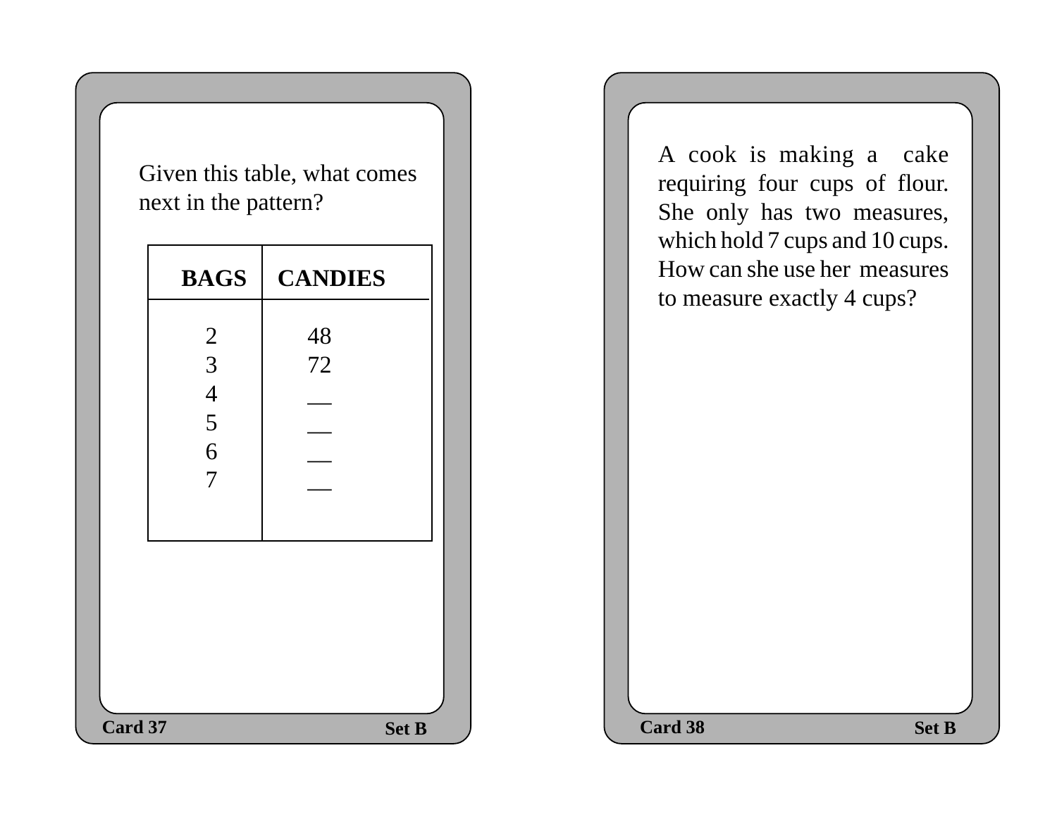Given this table, what comes next in the pattern?

| BAGS | CANDIES |
|---|---|
| 2 | 48 |
| 3 | 72 |
| 4 | __ |
| 5 | __ |
| 6 | __ |
| 7 | __ |

Card 37 Set B

A cook is making a cake requiring four cups of flour. She only has two measures, which hold 7 cups and 10 cups. How can she use her measures to measure exactly 4 cups?

Card 38 Set B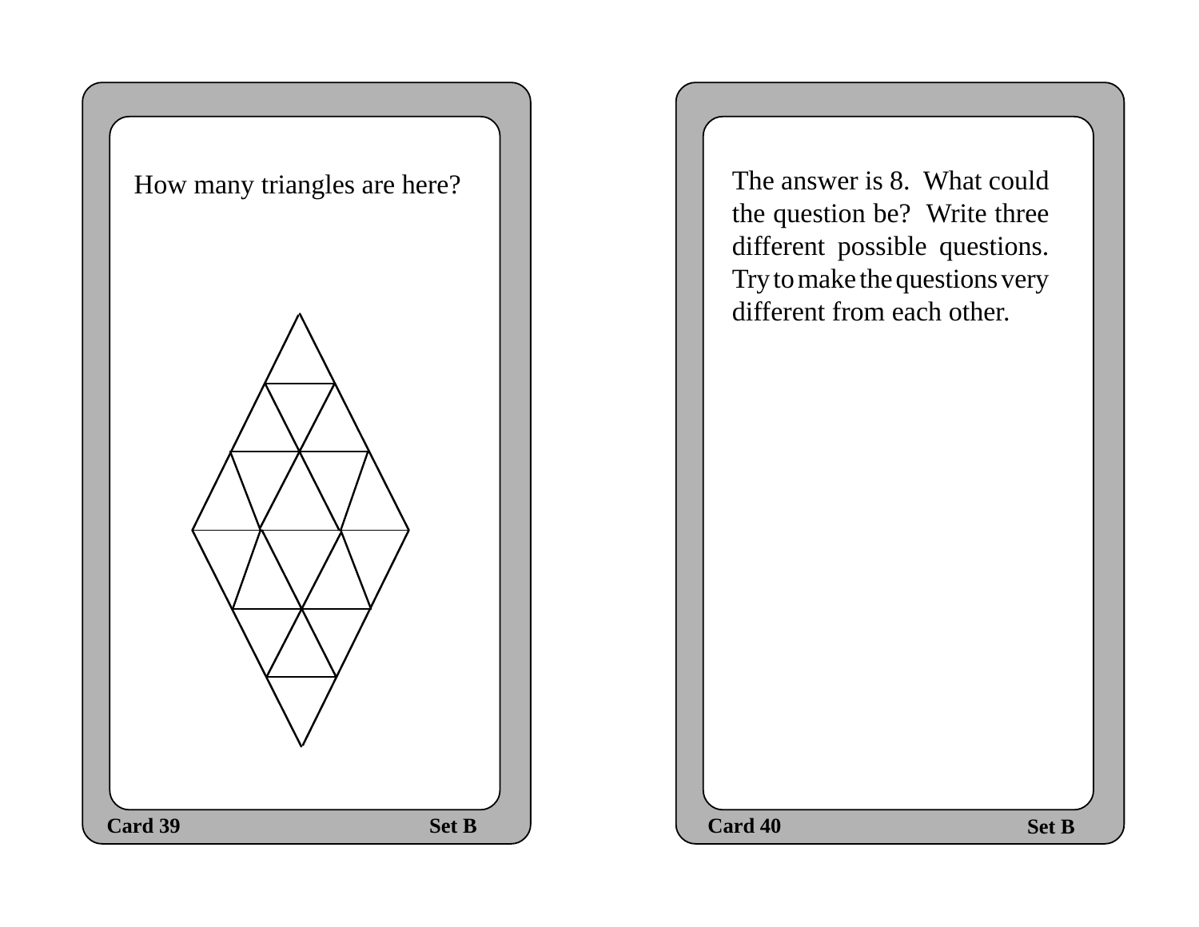How many triangles are here?

Card 39 Set B

The answer is 8. What could the question be? Write three different possible questions. Try to make the questions very different from each other.

Card 40 Set B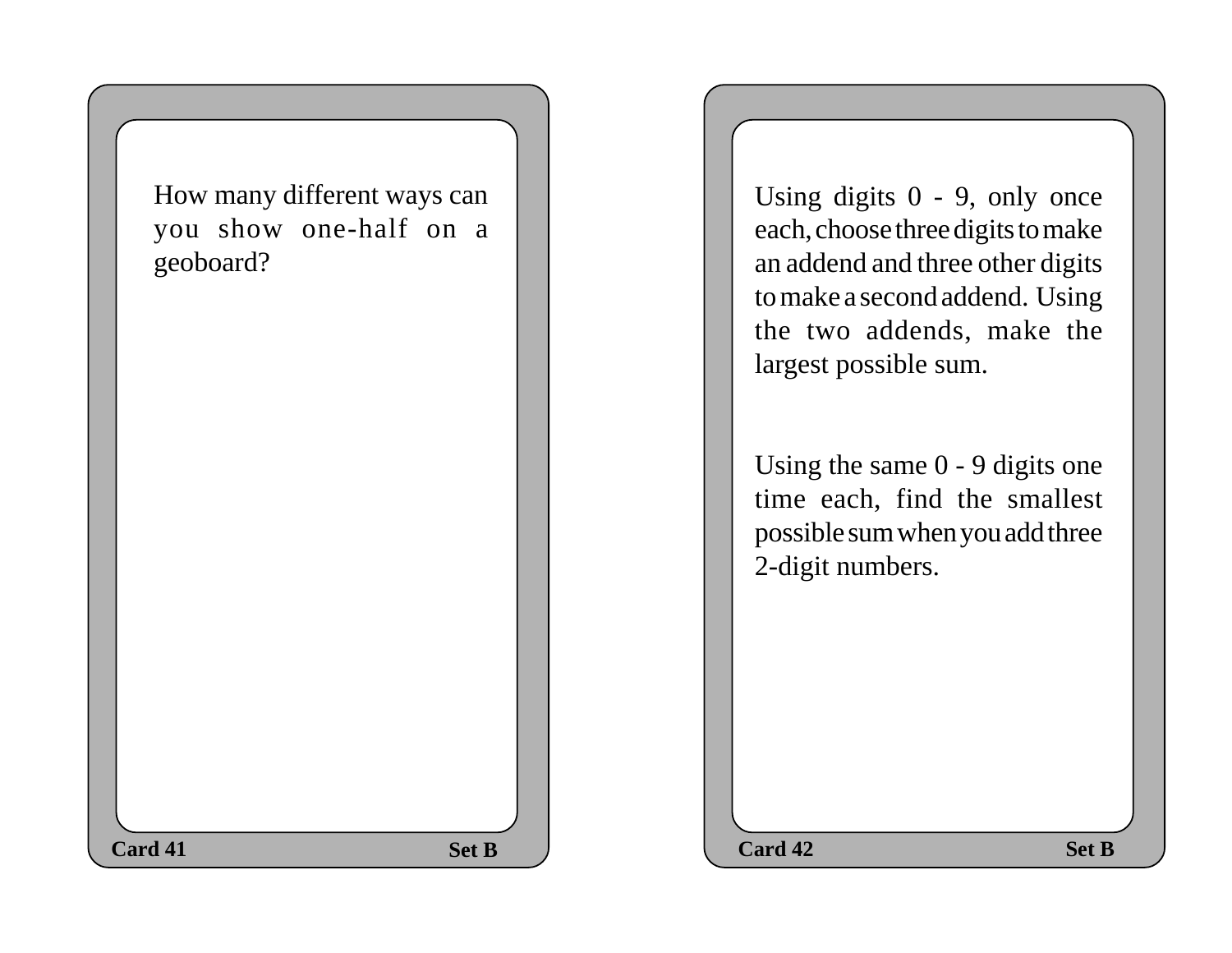How many different ways can you show one-half on a geoboard?

Card 41 Set B

Using digits 0 - 9, only once each, choose three digits to make an addend and three other digits to make a second addend. Using the two addends, make the largest possible sum.

Using the same 0 - 9 digits one time each, find the smallest possible sum when you add three 2-digit numbers.

Card 42 Set B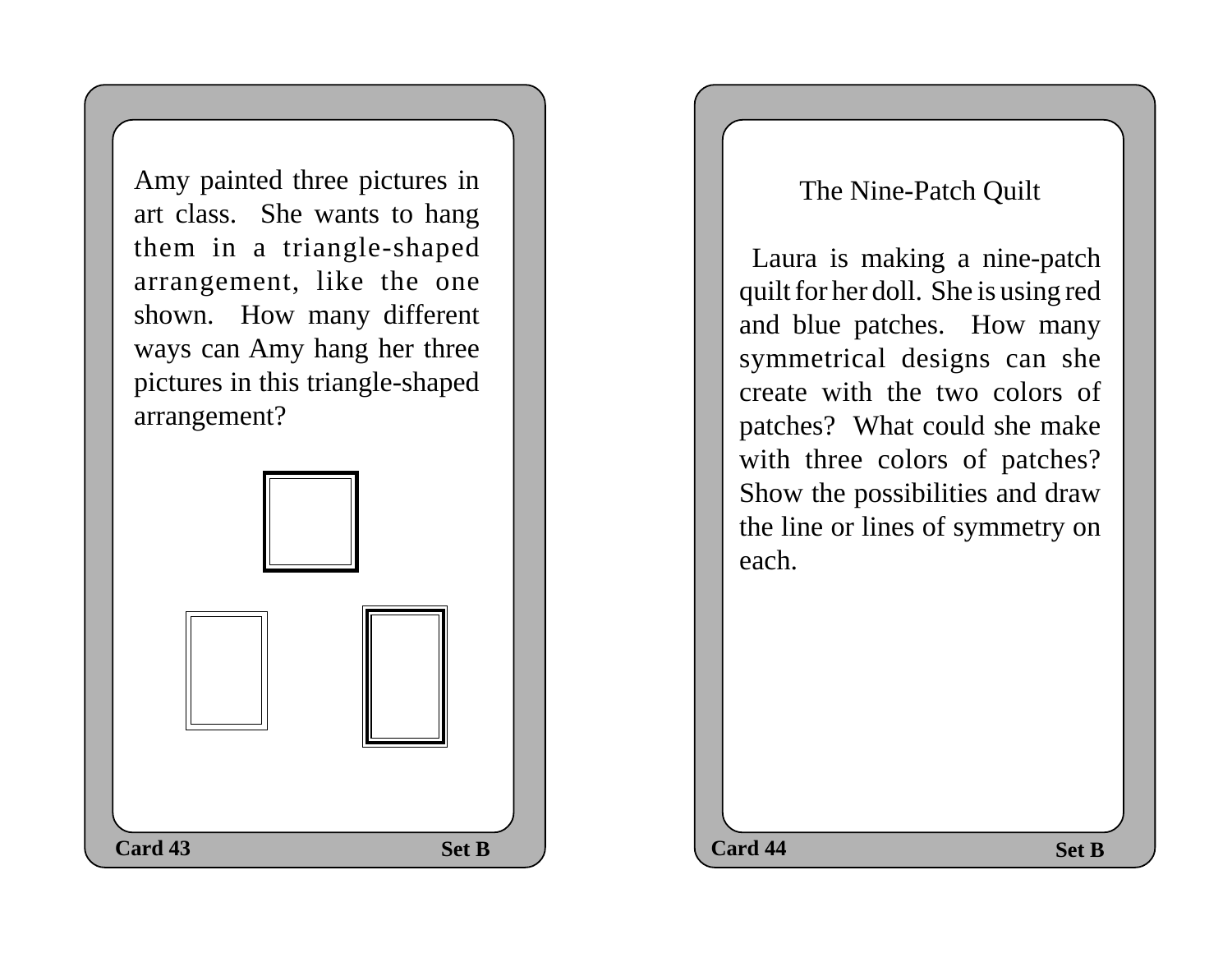Amy painted three pictures in art class. She wants to hang them in a triangle-shaped arrangement, like the one shown. How many different ways can Amy hang her three pictures in this triangle-shaped arrangement?

Card 43 Set B

## The Nine-Patch Quilt

Laura is making a nine-patch quilt for her doll. She is using red and blue patches. How many symmetrical designs can she create with the two colors of patches? What could she make with three colors of patches? Show the possibilities and draw the line or lines of symmetry on each.

Card 44 Set B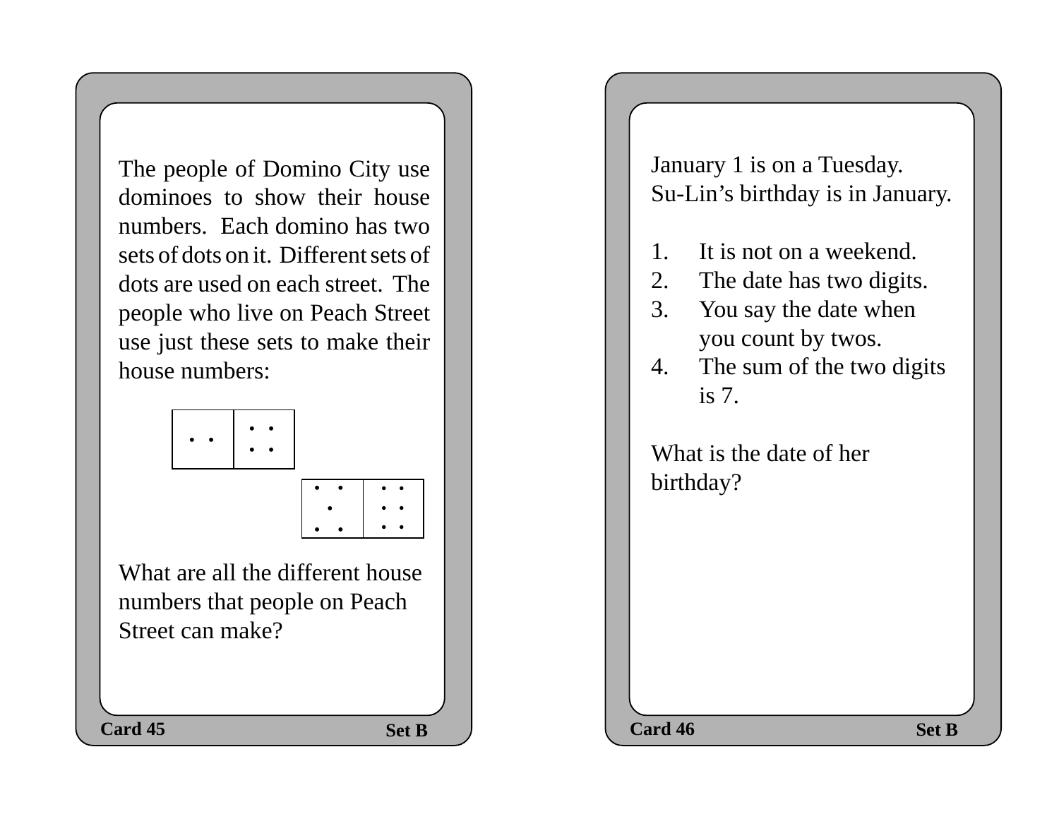The people of Domino City use dominoes to show their house numbers. Each domino has two sets of dots on it. Different sets of dots are used on each street. The people who live on Peach Street use just these sets to make their house numbers:

| • • | • • • • |
|---|---|

| • • • • • | • • • • • • |
|---|---|

What are all the different house numbers that people on Peach Street can make?

**Card 45** **Set B**

January 1 is on a Tuesday.
Su-Lin's birthday is in January.

1. It is not on a weekend.
2. The date has two digits.
3. You say the date when you count by twos.
4. The sum of the two digits is 7.

What is the date of her birthday?

**Card 46** **Set B**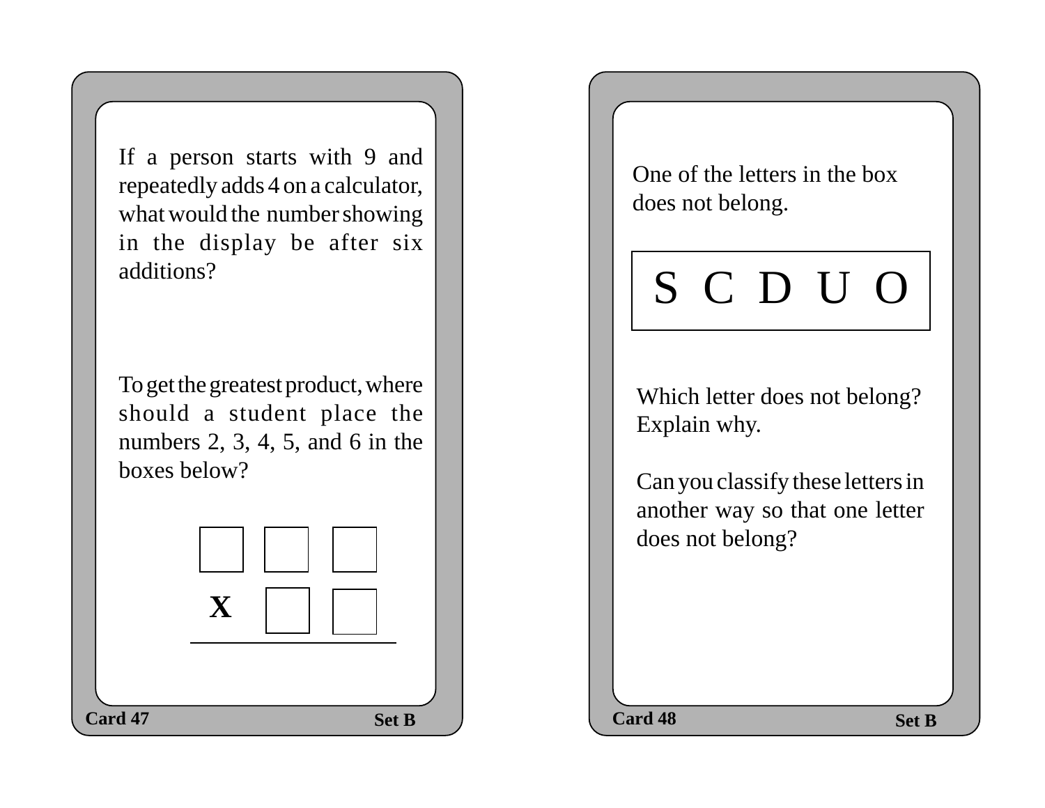If a person starts with 9 and repeatedly adds 4 on a calculator, what would the number showing in the display be after six additions?

To get the greatest product, where should a student place the numbers 2, 3, 4, 5, and 6 in the boxes below?

```
    [ ] [ ] [ ]
  X     [ ] [ ]
  ___________
```

Card 47 — Set B

One of the letters in the box does not belong.

| S C D U O |
|---|

Which letter does not belong? Explain why.

Can you classify these letters in another way so that one letter does not belong?

Card 48 — Set B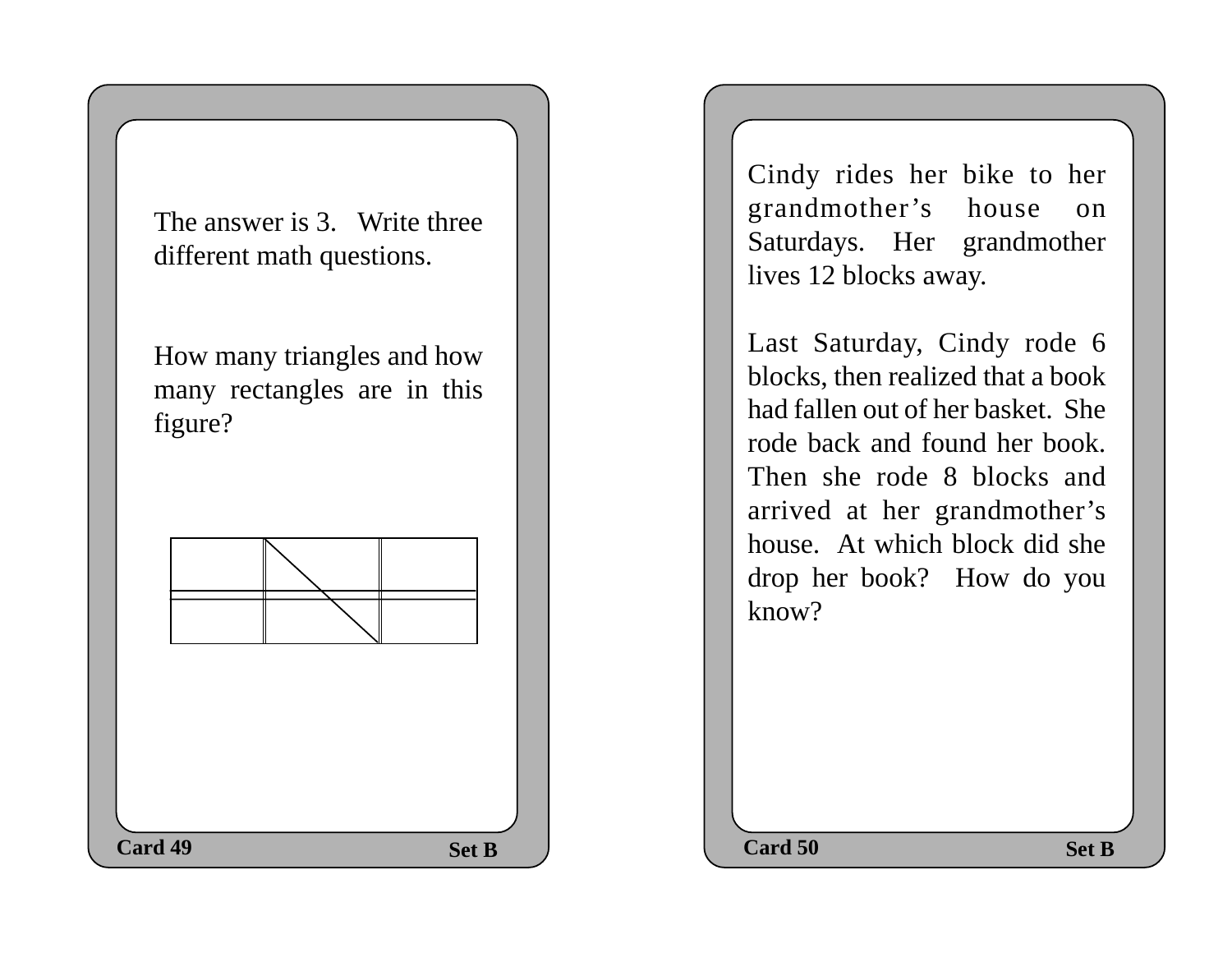The answer is 3. Write three different math questions.

How many triangles and how many rectangles are in this figure?

**Card 49** **Set B**

Cindy rides her bike to her grandmother's house on Saturdays. Her grandmother lives 12 blocks away.

Last Saturday, Cindy rode 6 blocks, then realized that a book had fallen out of her basket. She rode back and found her book. Then she rode 8 blocks and arrived at her grandmother's house. At which block did she drop her book? How do you know?

**Card 50** **Set B**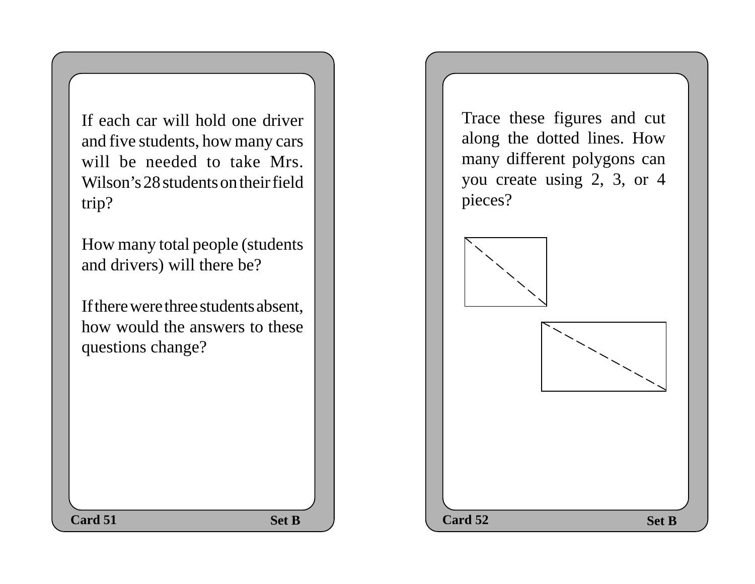If each car will hold one driver and five students, how many cars will be needed to take Mrs. Wilson's 28 students on their field trip?

How many total people (students and drivers) will there be?

If there were three students absent, how would the answers to these questions change?

**Card 51** **Set B**

Trace these figures and cut along the dotted lines. How many different polygons can you create using 2, 3, or 4 pieces?

**Card 52** **Set B**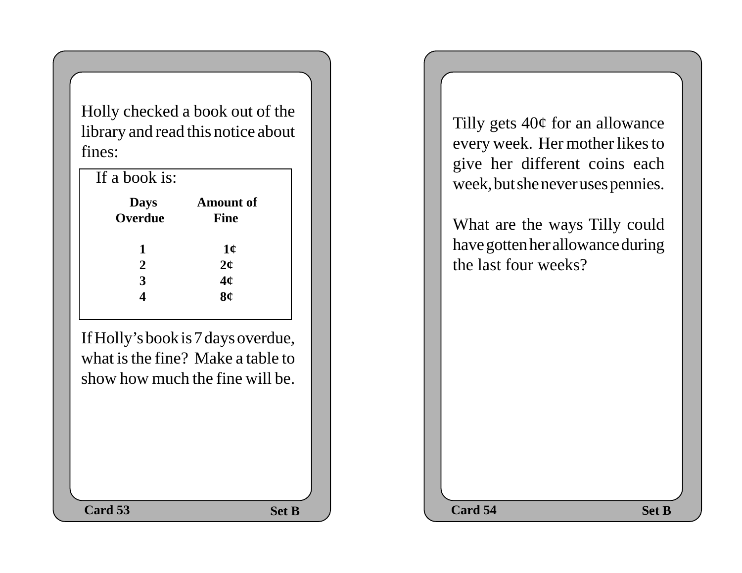Holly checked a book out of the library and read this notice about fines:

If a book is:

| Days Overdue | Amount of Fine |
|---|---|
| 1 | 1¢ |
| 2 | 2¢ |
| 3 | 4¢ |
| 4 | 8¢ |

If Holly's book is 7 days overdue, what is the fine? Make a table to show how much the fine will be.

**Card 53** **Set B**

Tilly gets 40¢ for an allowance every week. Her mother likes to give her different coins each week, but she never uses pennies.

What are the ways Tilly could have gotten her allowance during the last four weeks?

**Card 54** **Set B**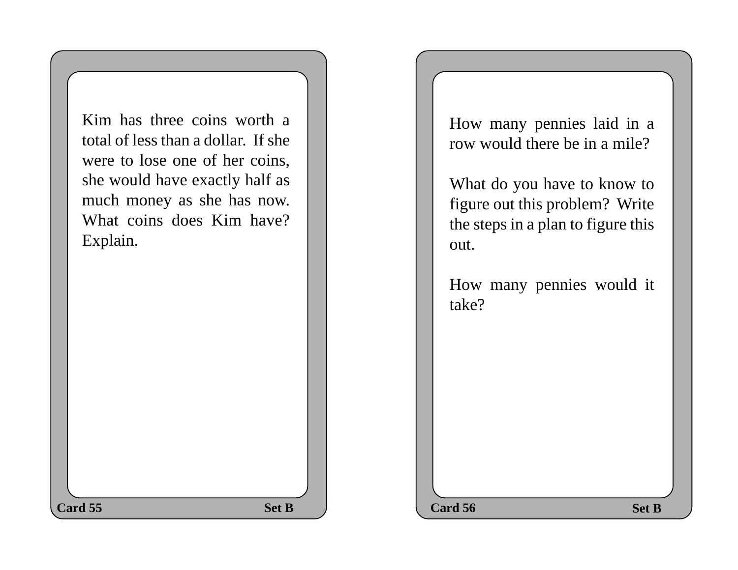Kim has three coins worth a total of less than a dollar. If she were to lose one of her coins, she would have exactly half as much money as she has now. What coins does Kim have? Explain.

**Card 55** **Set B**

How many pennies laid in a row would there be in a mile?

What do you have to know to figure out this problem? Write the steps in a plan to figure this out.

How many pennies would it take?

**Card 56** **Set B**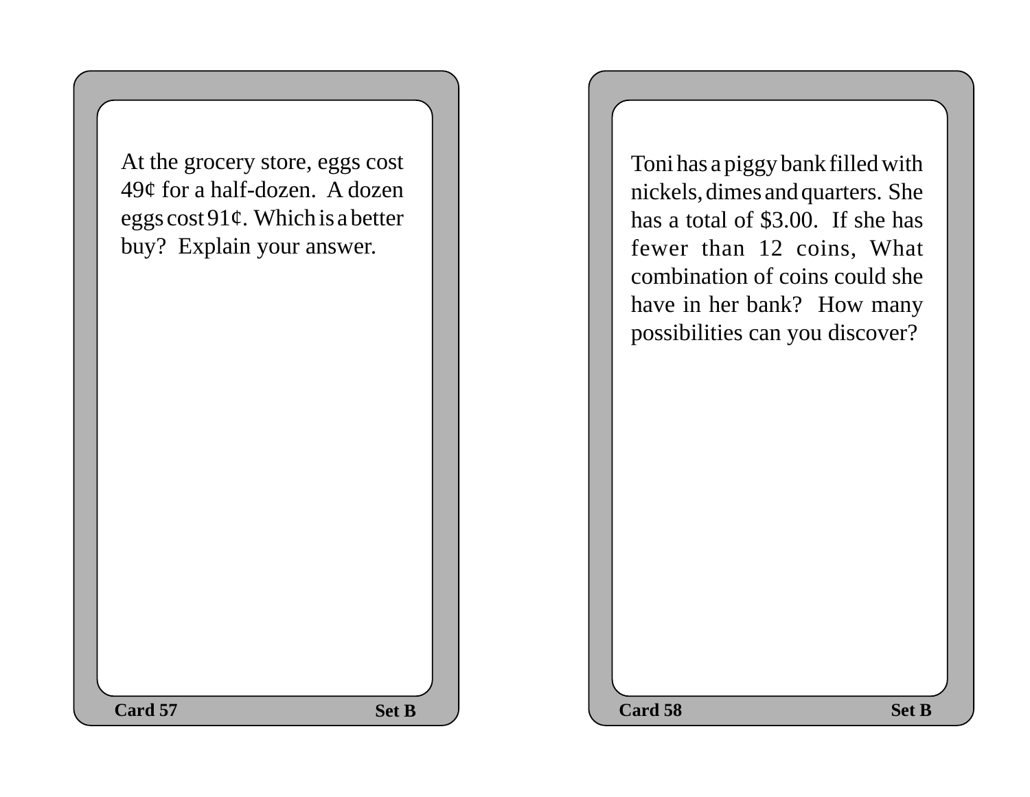At the grocery store, eggs cost 49¢ for a half-dozen. A dozen eggs cost 91¢. Which is a better buy? Explain your answer.

**Card 57** **Set B**

Toni has a piggy bank filled with nickels, dimes and quarters. She has a total of $3.00. If she has fewer than 12 coins, What combination of coins could she have in her bank? How many possibilities can you discover?

**Card 58** **Set B**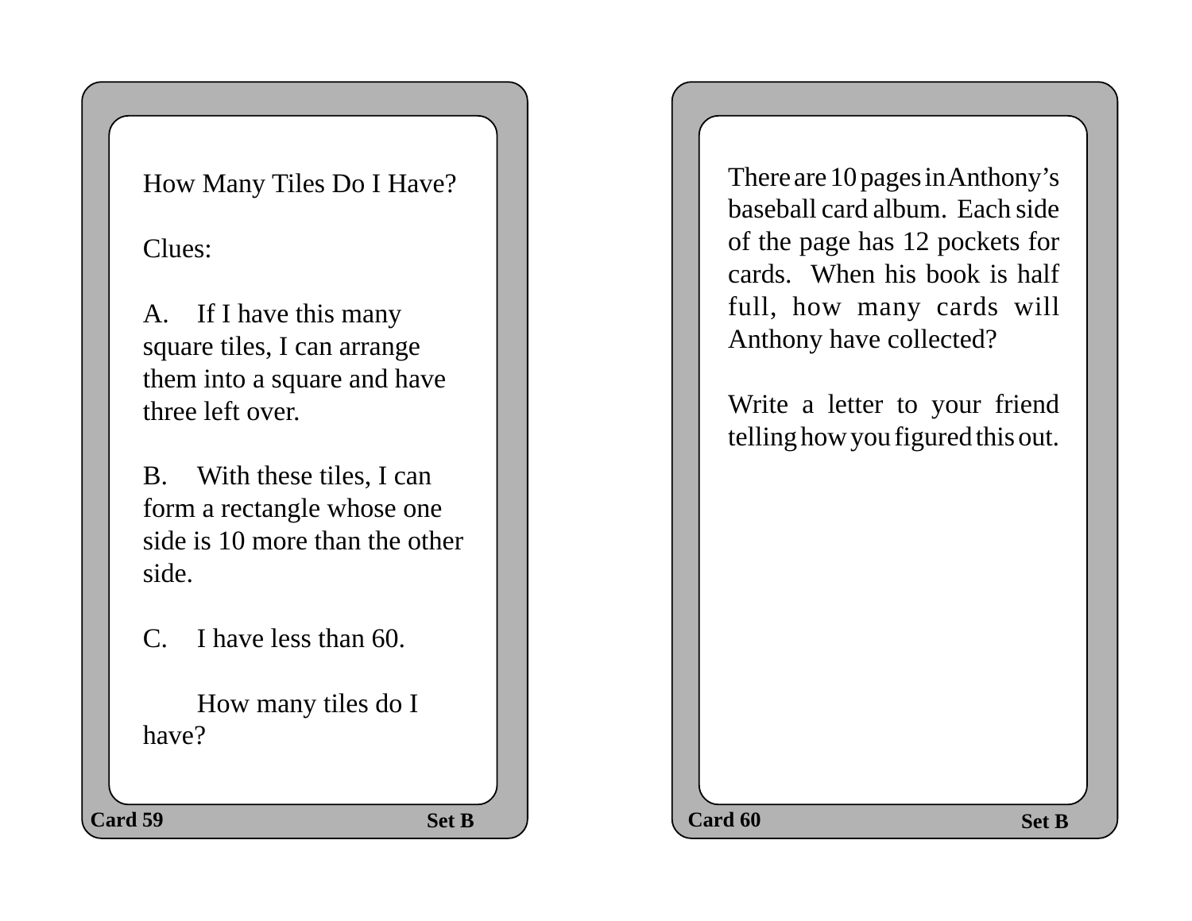How Many Tiles Do I Have?

Clues:

A. If I have this many square tiles, I can arrange them into a square and have three left over.

B. With these tiles, I can form a rectangle whose one side is 10 more than the other side.

C. I have less than 60.

How many tiles do I have?

**Card 59** **Set B**

There are 10 pages in Anthony's baseball card album. Each side of the page has 12 pockets for cards. When his book is half full, how many cards will Anthony have collected?

Write a letter to your friend telling how you figured this out.

**Card 60** **Set B**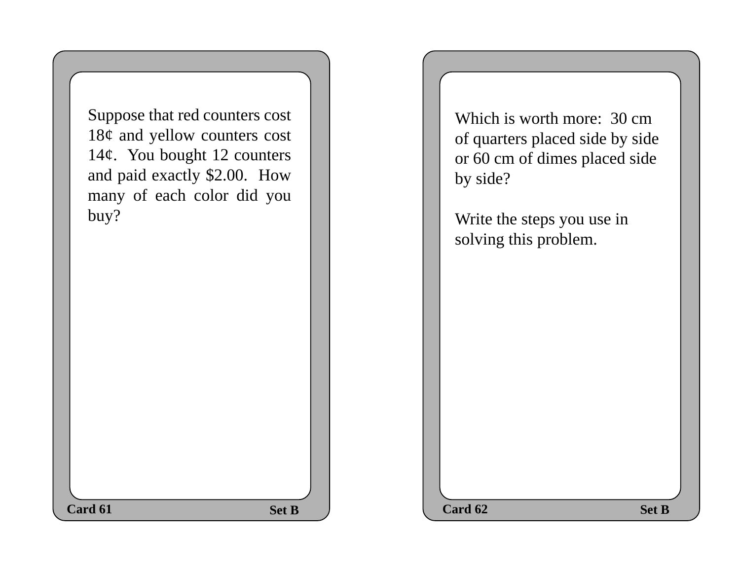Suppose that red counters cost 18¢ and yellow counters cost 14¢. You bought 12 counters and paid exactly $2.00. How many of each color did you buy?

**Card 61** **Set B**

Which is worth more: 30 cm of quarters placed side by side or 60 cm of dimes placed side by side?

Write the steps you use in solving this problem.

**Card 62** **Set B**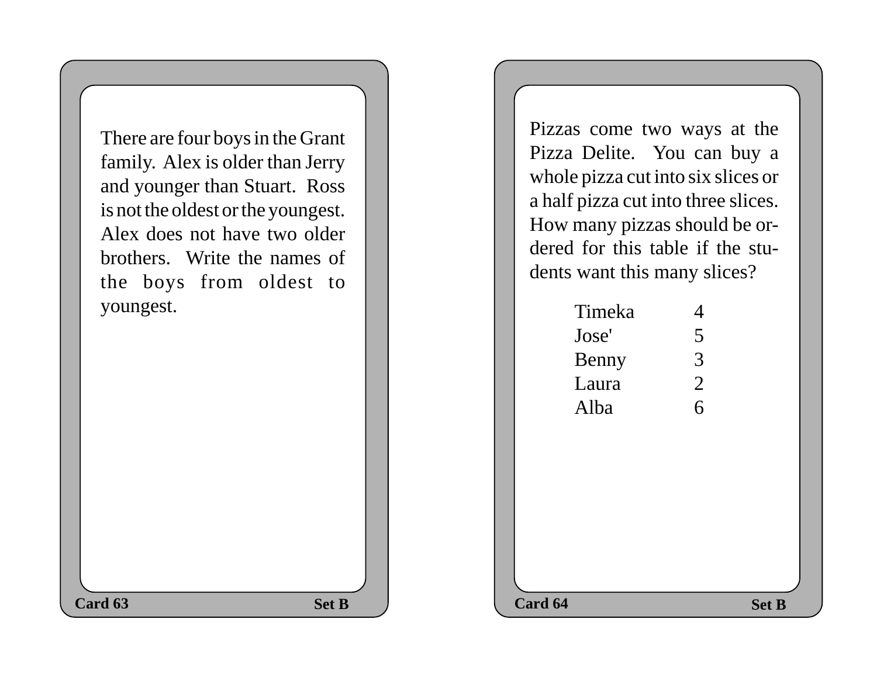There are four boys in the Grant family. Alex is older than Jerry and younger than Stuart. Ross is not the oldest or the youngest. Alex does not have two older brothers. Write the names of the boys from oldest to youngest.

**Card 63** **Set B**

Pizzas come two ways at the Pizza Delite. You can buy a whole pizza cut into six slices or a half pizza cut into three slices. How many pizzas should be ordered for this table if the students want this many slices?

| | |
|---|---|
| Timeka | 4 |
| Jose' | 5 |
| Benny | 3 |
| Laura | 2 |
| Alba | 6 |

**Card 64** **Set B**